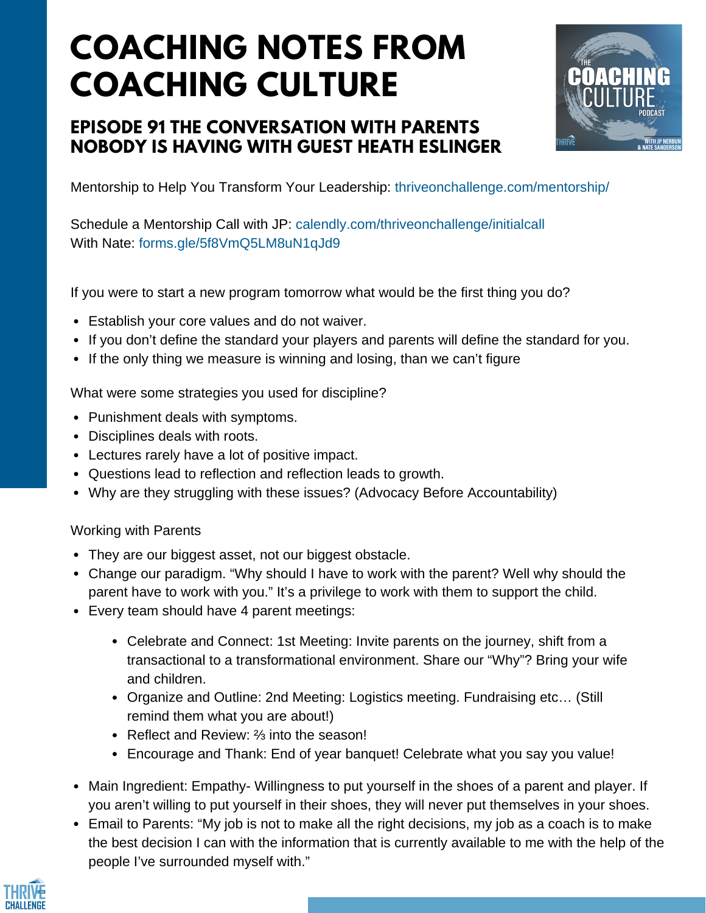# COACHING NOTES FROM COACHING CULTURE

## EPISODE 91 THE CONVERSATION WITH PARENTS NOBODY IS HAVING WITH GUEST HEATH ESLINGER

Mentorship to Help You Transform Your Leadership: thriveonchallenge.com/mentorship/

Schedule a Mentorship Call with JP: calendly.com/thriveonchallenge/initialcall
With Nate: forms.gle/5f8VmQ5LM8uN1qJd9

If you were to start a new program tomorrow what would be the first thing you do?

- Establish your core values and do not waiver.
- If you don't define the standard your players and parents will define the standard for you.
- If the only thing we measure is winning and losing, than we can't figure

What were some strategies you used for discipline?

- Punishment deals with symptoms.
- Disciplines deals with roots.
- Lectures rarely have a lot of positive impact.
- Questions lead to reflection and reflection leads to growth.
- Why are they struggling with these issues? (Advocacy Before Accountability)

Working with Parents

- They are our biggest asset, not our biggest obstacle.
- Change our paradigm. "Why should I have to work with the parent? Well why should the parent have to work with you." It's a privilege to work with them to support the child.
- Every team should have 4 parent meetings:
  - Celebrate and Connect: 1st Meeting: Invite parents on the journey, shift from a transactional to a transformational environment. Share our "Why"? Bring your wife and children.
  - Organize and Outline: 2nd Meeting: Logistics meeting. Fundraising etc… (Still remind them what you are about!)
  - Reflect and Review: ⅔ into the season!
  - Encourage and Thank: End of year banquet! Celebrate what you say you value!
- Main Ingredient: Empathy- Willingness to put yourself in the shoes of a parent and player. If you aren't willing to put yourself in their shoes, they will never put themselves in your shoes.
- Email to Parents: "My job is not to make all the right decisions, my job as a coach is to make the best decision I can with the information that is currently available to me with the help of the people I've surrounded myself with."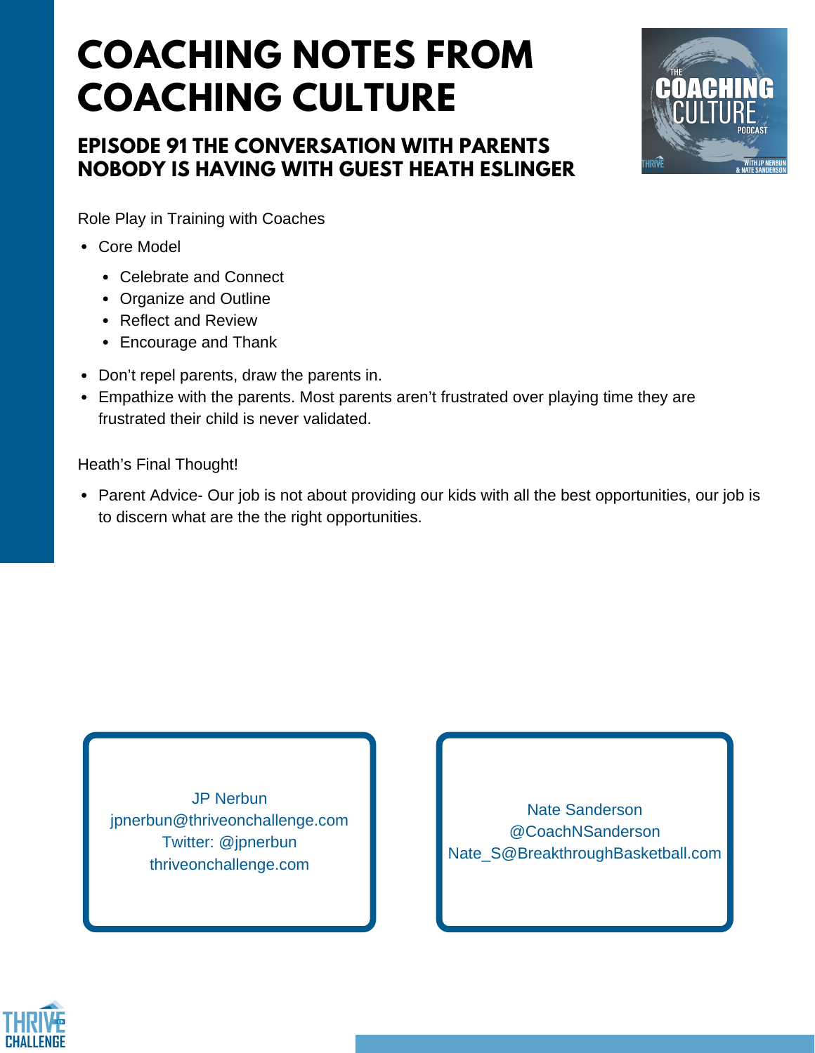# COACHING NOTES FROM COACHING CULTURE

## EPISODE 91 THE CONVERSATION WITH PARENTS NOBODY IS HAVING WITH GUEST HEATH ESLINGER

Role Play in Training with Coaches

- Core Model
  - Celebrate and Connect
  - Organize and Outline
  - Reflect and Review
  - Encourage and Thank
- Don't repel parents, draw the parents in.
- Empathize with the parents. Most parents aren't frustrated over playing time they are frustrated their child is never validated.

Heath's Final Thought!

- Parent Advice- Our job is not about providing our kids with all the best opportunities, our job is to discern what are the the right opportunities.

JP Nerbun
jpnerbun@thriveonchallenge.com
Twitter: @jpnerbun
thriveonchallenge.com

Nate Sanderson
@CoachNSanderson
Nate_S@BreakthroughBasketball.com